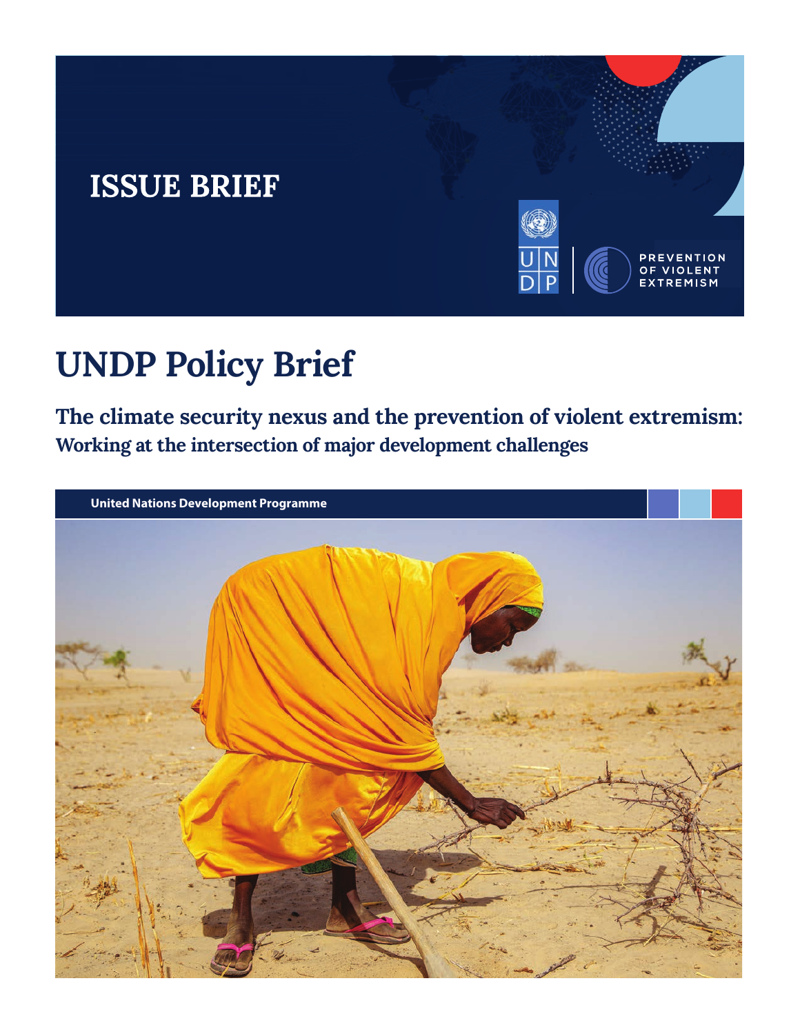ISSUE BRIEF

PREVENTION OF VIOLENT EXTREMISM

# UNDP Policy Brief

## The climate security nexus and the prevention of violent extremism: Working at the intersection of major development challenges

United Nations Development Programme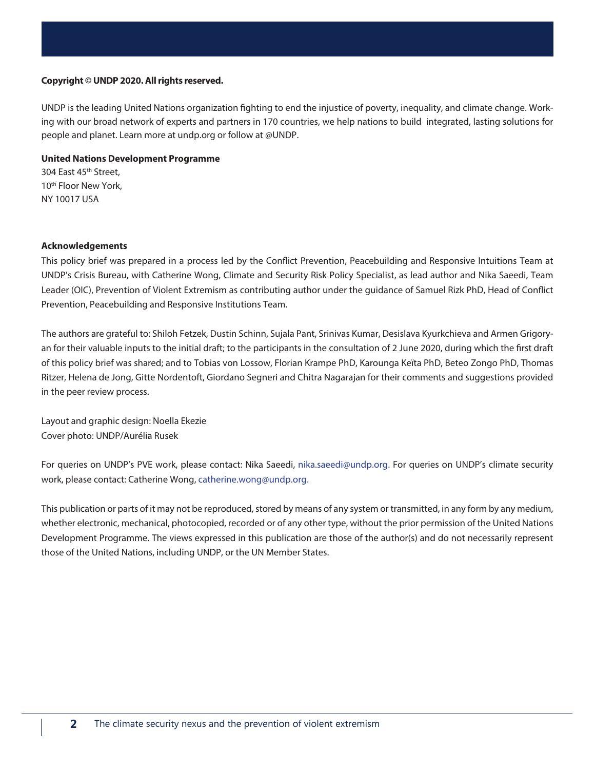**Copyright © UNDP 2020. All rights reserved.**

UNDP is the leading United Nations organization fighting to end the injustice of poverty, inequality, and climate change. Working with our broad network of experts and partners in 170 countries, we help nations to build integrated, lasting solutions for people and planet. Learn more at undp.org or follow at @UNDP.

**United Nations Development Programme**
304 East 45th Street,
10th Floor New York,
NY 10017 USA

**Acknowledgements**

This policy brief was prepared in a process led by the Conflict Prevention, Peacebuilding and Responsive Intuitions Team at UNDP's Crisis Bureau, with Catherine Wong, Climate and Security Risk Policy Specialist, as lead author and Nika Saeedi, Team Leader (OIC), Prevention of Violent Extremism as contributing author under the guidance of Samuel Rizk PhD, Head of Conflict Prevention, Peacebuilding and Responsive Institutions Team.

The authors are grateful to: Shiloh Fetzek, Dustin Schinn, Sujala Pant, Srinivas Kumar, Desislava Kyurkchieva and Armen Grigoryan for their valuable inputs to the initial draft; to the participants in the consultation of 2 June 2020, during which the first draft of this policy brief was shared; and to Tobias von Lossow, Florian Krampe PhD, Karounga Keïta PhD, Beteo Zongo PhD, Thomas Ritzer, Helena de Jong, Gitte Nordentoft, Giordano Segneri and Chitra Nagarajan for their comments and suggestions provided in the peer review process.

Layout and graphic design: Noella Ekezie
Cover photo: UNDP/Aurélia Rusek

For queries on UNDP's PVE work, please contact: Nika Saeedi, nika.saeedi@undp.org. For queries on UNDP's climate security work, please contact: Catherine Wong, catherine.wong@undp.org.

This publication or parts of it may not be reproduced, stored by means of any system or transmitted, in any form by any medium, whether electronic, mechanical, photocopied, recorded or of any other type, without the prior permission of the United Nations Development Programme. The views expressed in this publication are those of the author(s) and do not necessarily represent those of the United Nations, including UNDP, or the UN Member States.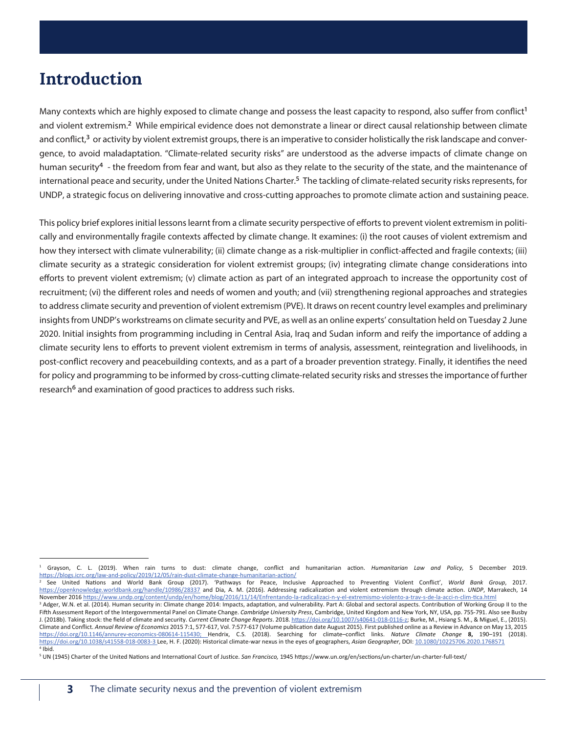# Introduction

Many contexts which are highly exposed to climate change and possess the least capacity to respond, also suffer from conflict[1] and violent extremism.[2] While empirical evidence does not demonstrate a linear or direct causal relationship between climate and conflict,[3] or activity by violent extremist groups, there is an imperative to consider holistically the risk landscape and convergence, to avoid maladaptation. "Climate-related security risks" are understood as the adverse impacts of climate change on human security[4] - the freedom from fear and want, but also as they relate to the security of the state, and the maintenance of international peace and security, under the United Nations Charter.[5] The tackling of climate-related security risks represents, for UNDP, a strategic focus on delivering innovative and cross-cutting approaches to promote climate action and sustaining peace.

This policy brief explores initial lessons learnt from a climate security perspective of efforts to prevent violent extremism in politically and environmentally fragile contexts affected by climate change. It examines: (i) the root causes of violent extremism and how they intersect with climate vulnerability; (ii) climate change as a risk-multiplier in conflict-affected and fragile contexts; (iii) climate security as a strategic consideration for violent extremist groups; (iv) integrating climate change considerations into efforts to prevent violent extremism; (v) climate action as part of an integrated approach to increase the opportunity cost of recruitment; (vi) the different roles and needs of women and youth; and (vii) strengthening regional approaches and strategies to address climate security and prevention of violent extremism (PVE). It draws on recent country level examples and preliminary insights from UNDP's workstreams on climate security and PVE, as well as an online experts' consultation held on Tuesday 2 June 2020. Initial insights from programming including in Central Asia, Iraq and Sudan inform and reify the importance of adding a climate security lens to efforts to prevent violent extremism in terms of analysis, assessment, reintegration and livelihoods, in post-conflict recovery and peacebuilding contexts, and as a part of a broader prevention strategy. Finally, it identifies the need for policy and programming to be informed by cross-cutting climate-related security risks and stresses the importance of further research[6] and examination of good practices to address such risks.

---

[1] Grayson, C. L. (2019). When rain turns to dust: climate change, conflict and humanitarian action. *Humanitarian Law and Policy*, 5 December 2019. https://blogs.icrc.org/law-and-policy/2019/12/05/rain-dust-climate-change-humanitarian-action/

[2] See United Nations and World Bank Group (2017). 'Pathways for Peace, Inclusive Approached to Preventing Violent Conflict', *World Bank Group*, 2017. https://openknowledge.worldbank.org/handle/10986/28337 and Dia, A. M. (2016). Addressing radicalization and violent extremism through climate action. *UNDP*, Marrakech, 14 November 2016 https://www.undp.org/content/undp/en/home/blog/2016/11/14/Enfrentando-la-radicalizaci-n-y-el-extremismo-violento-a-trav-s-de-la-acci-n-clim-tica.html

[3] Adger, W.N. et al. (2014). Human security in: Climate change 2014: Impacts, adaptation, and vulnerability. Part A: Global and sectoral aspects. Contribution of Working Group II to the Fifth Assessment Report of the Intergovernmental Panel on Climate Change. *Cambridge University Press*, Cambridge, United Kingdom and New York, NY, USA, pp. 755-791. Also see Busby J. (2018b). Taking stock: the field of climate and security. *Current Climate Change Reports*. 2018. https://doi.org/10.1007/s40641-018-0116-z; Burke, M., Hsiang S. M., & Miguel, E., (2015). Climate and Conflict. *Annual Review of Economics* 2015 7:1, 577-617, Vol. 7:577-617 (Volume publication date August 2015). First published online as a Review in Advance on May 13, 2015 https://doi.org/10.1146/annurev-economics-080614-115430; Hendrix, C.S. (2018). Searching for climate–conflict links. *Nature Climate Change* **8,** 190–191 (2018). https://doi.org/10.1038/s41558-018-0083-3 Lee, H. F. (2020): Historical climate-war nexus in the eyes of geographers, *Asian Geographer*, DOI: 10.1080/10225706.2020.1768571

[4] Ibid.

[5] UN (1945) Charter of the United Nations and International Court of Justice. *San Francisco,* 1945 https://www.un.org/en/sections/un-charter/un-charter-full-text/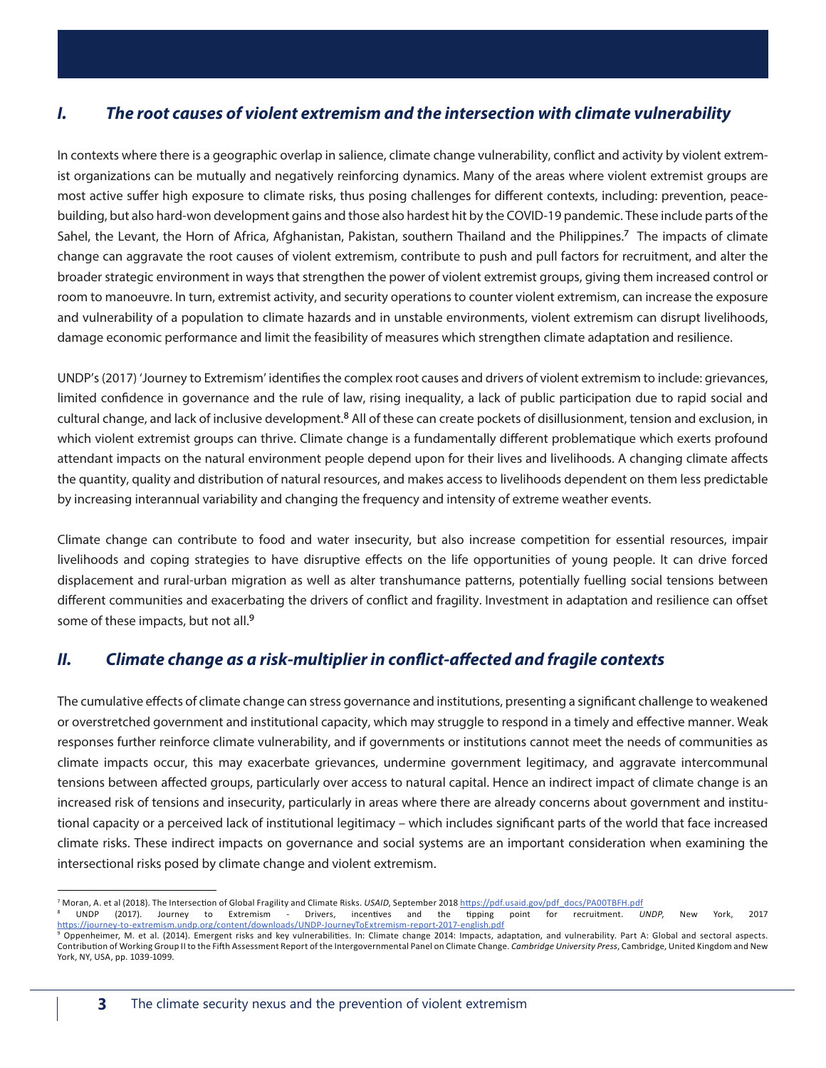## *I. The root causes of violent extremism and the intersection with climate vulnerability*

In contexts where there is a geographic overlap in salience, climate change vulnerability, conflict and activity by violent extremist organizations can be mutually and negatively reinforcing dynamics. Many of the areas where violent extremist groups are most active suffer high exposure to climate risks, thus posing challenges for different contexts, including: prevention, peacebuilding, but also hard-won development gains and those also hardest hit by the COVID-19 pandemic. These include parts of the Sahel, the Levant, the Horn of Africa, Afghanistan, Pakistan, southern Thailand and the Philippines.[7] The impacts of climate change can aggravate the root causes of violent extremism, contribute to push and pull factors for recruitment, and alter the broader strategic environment in ways that strengthen the power of violent extremist groups, giving them increased control or room to manoeuvre. In turn, extremist activity, and security operations to counter violent extremism, can increase the exposure and vulnerability of a population to climate hazards and in unstable environments, violent extremism can disrupt livelihoods, damage economic performance and limit the feasibility of measures which strengthen climate adaptation and resilience.

UNDP's (2017) 'Journey to Extremism' identifies the complex root causes and drivers of violent extremism to include: grievances, limited confidence in governance and the rule of law, rising inequality, a lack of public participation due to rapid social and cultural change, and lack of inclusive development.[8] All of these can create pockets of disillusionment, tension and exclusion, in which violent extremist groups can thrive. Climate change is a fundamentally different problematique which exerts profound attendant impacts on the natural environment people depend upon for their lives and livelihoods. A changing climate affects the quantity, quality and distribution of natural resources, and makes access to livelihoods dependent on them less predictable by increasing interannual variability and changing the frequency and intensity of extreme weather events.

Climate change can contribute to food and water insecurity, but also increase competition for essential resources, impair livelihoods and coping strategies to have disruptive effects on the life opportunities of young people. It can drive forced displacement and rural-urban migration as well as alter transhumance patterns, potentially fuelling social tensions between different communities and exacerbating the drivers of conflict and fragility. Investment in adaptation and resilience can offset some of these impacts, but not all.[9]

## *II. Climate change as a risk-multiplier in conflict-affected and fragile contexts*

The cumulative effects of climate change can stress governance and institutions, presenting a significant challenge to weakened or overstretched government and institutional capacity, which may struggle to respond in a timely and effective manner. Weak responses further reinforce climate vulnerability, and if governments or institutions cannot meet the needs of communities as climate impacts occur, this may exacerbate grievances, undermine government legitimacy, and aggravate intercommunal tensions between affected groups, particularly over access to natural capital. Hence an indirect impact of climate change is an increased risk of tensions and insecurity, particularly in areas where there are already concerns about government and institutional capacity or a perceived lack of institutional legitimacy – which includes significant parts of the world that face increased climate risks. These indirect impacts on governance and social systems are an important consideration when examining the intersectional risks posed by climate change and violent extremism.

---

[7] Moran, A. et al (2018). The Intersection of Global Fragility and Climate Risks. *USAID*, September 2018 https://pdf.usaid.gov/pdf_docs/PA00TBFH.pdf

[8] UNDP (2017). Journey to Extremism - Drivers, incentives and the tipping point for recruitment. *UNDP*, New York, 2017 https://journey-to-extremism.undp.org/content/downloads/UNDP-JourneyToExtremism-report-2017-english.pdf

[9] Oppenheimer, M. et al. (2014). Emergent risks and key vulnerabilities. In: Climate change 2014: Impacts, adaptation, and vulnerability. Part A: Global and sectoral aspects. Contribution of Working Group II to the Fifth Assessment Report of the Intergovernmental Panel on Climate Change. *Cambridge University Press*, Cambridge, United Kingdom and New York, NY, USA, pp. 1039-1099.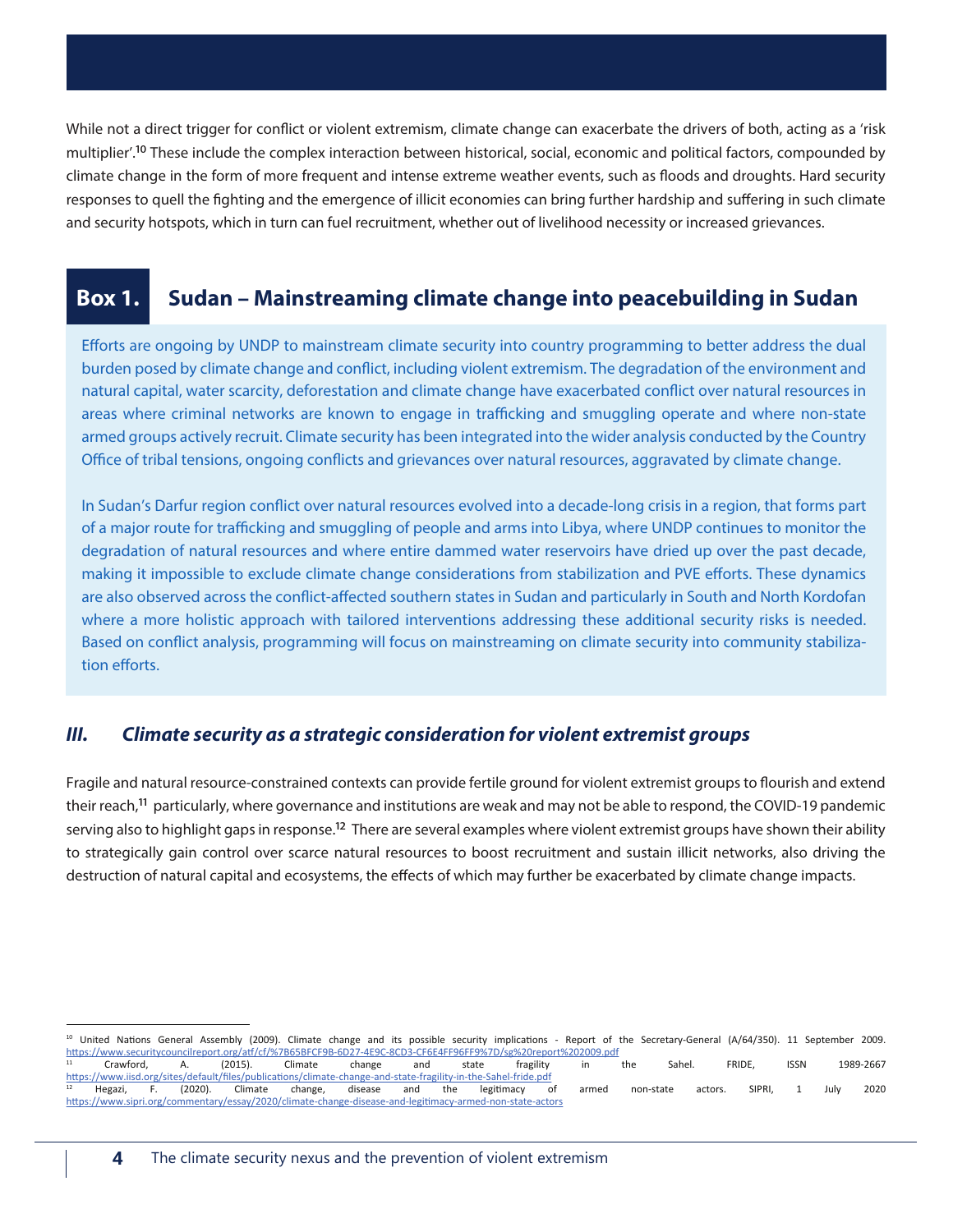While not a direct trigger for conflict or violent extremism, climate change can exacerbate the drivers of both, acting as a 'risk multiplier'.[10] These include the complex interaction between historical, social, economic and political factors, compounded by climate change in the form of more frequent and intense extreme weather events, such as floods and droughts. Hard security responses to quell the fighting and the emergence of illicit economies can bring further hardship and suffering in such climate and security hotspots, which in turn can fuel recruitment, whether out of livelihood necessity or increased grievances.

## Box 1. Sudan – Mainstreaming climate change into peacebuilding in Sudan

Efforts are ongoing by UNDP to mainstream climate security into country programming to better address the dual burden posed by climate change and conflict, including violent extremism. The degradation of the environment and natural capital, water scarcity, deforestation and climate change have exacerbated conflict over natural resources in areas where criminal networks are known to engage in trafficking and smuggling operate and where non-state armed groups actively recruit. Climate security has been integrated into the wider analysis conducted by the Country Office of tribal tensions, ongoing conflicts and grievances over natural resources, aggravated by climate change.

In Sudan's Darfur region conflict over natural resources evolved into a decade-long crisis in a region, that forms part of a major route for trafficking and smuggling of people and arms into Libya, where UNDP continues to monitor the degradation of natural resources and where entire dammed water reservoirs have dried up over the past decade, making it impossible to exclude climate change considerations from stabilization and PVE efforts. These dynamics are also observed across the conflict-affected southern states in Sudan and particularly in South and North Kordofan where a more holistic approach with tailored interventions addressing these additional security risks is needed. Based on conflict analysis, programming will focus on mainstreaming on climate security into community stabilization efforts.

## *III. Climate security as a strategic consideration for violent extremist groups*

Fragile and natural resource-constrained contexts can provide fertile ground for violent extremist groups to flourish and extend their reach,[11] particularly, where governance and institutions are weak and may not be able to respond, the COVID-19 pandemic serving also to highlight gaps in response.[12] There are several examples where violent extremist groups have shown their ability to strategically gain control over scarce natural resources to boost recruitment and sustain illicit networks, also driving the destruction of natural capital and ecosystems, the effects of which may further be exacerbated by climate change impacts.

---

[10] United Nations General Assembly (2009). Climate change and its possible security implications - Report of the Secretary-General (A/64/350). 11 September 2009. https://www.securitycouncilreport.org/atf/cf/%7B65BFCF9B-6D27-4E9C-8CD3-CF6E4FF96FF9%7D/sg%20report%202009.pdf

[11] Crawford, A. (2015). Climate change and state fragility in the Sahel. FRIDE, ISSN 1989-2667 https://www.iisd.org/sites/default/files/publications/climate-change-and-state-fragility-in-the-Sahel-fride.pdf

[12] Hegazi, F. (2020). Climate change, disease and the legitimacy of armed non-state actors. SIPRI, 1 July 2020 https://www.sipri.org/commentary/essay/2020/climate-change-disease-and-legitimacy-armed-non-state-actors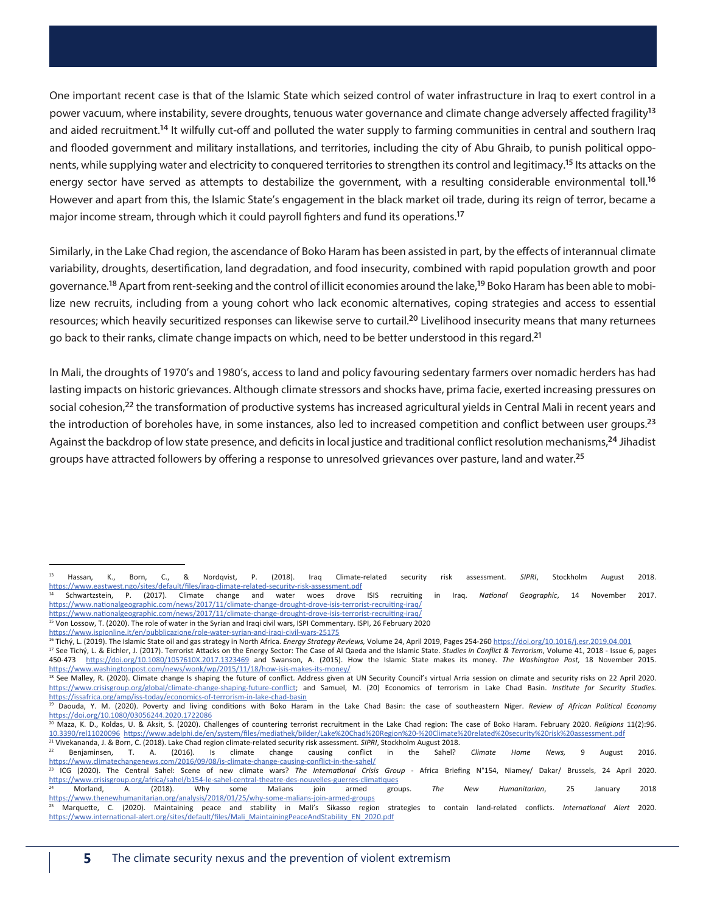One important recent case is that of the Islamic State which seized control of water infrastructure in Iraq to exert control in a power vacuum, where instability, severe droughts, tenuous water governance and climate change adversely affected fragility[13] and aided recruitment.[14] It wilfully cut-off and polluted the water supply to farming communities in central and southern Iraq and flooded government and military installations, and territories, including the city of Abu Ghraib, to punish political opponents, while supplying water and electricity to conquered territories to strengthen its control and legitimacy.[15] Its attacks on the energy sector have served as attempts to destabilize the government, with a resulting considerable environmental toll.[16] However and apart from this, the Islamic State's engagement in the black market oil trade, during its reign of terror, became a major income stream, through which it could payroll fighters and fund its operations.[17]

Similarly, in the Lake Chad region, the ascendance of Boko Haram has been assisted in part, by the effects of interannual climate variability, droughts, desertification, land degradation, and food insecurity, combined with rapid population growth and poor governance.[18] Apart from rent-seeking and the control of illicit economies around the lake,[19] Boko Haram has been able to mobilize new recruits, including from a young cohort who lack economic alternatives, coping strategies and access to essential resources; which heavily securitized responses can likewise serve to curtail.[20] Livelihood insecurity means that many returnees go back to their ranks, climate change impacts on which, need to be better understood in this regard.[21]

In Mali, the droughts of 1970's and 1980's, access to land and policy favouring sedentary farmers over nomadic herders has had lasting impacts on historic grievances. Although climate stressors and shocks have, prima facie, exerted increasing pressures on social cohesion,[22] the transformation of productive systems has increased agricultural yields in Central Mali in recent years and the introduction of boreholes have, in some instances, also led to increased competition and conflict between user groups.[23] Against the backdrop of low state presence, and deficits in local justice and traditional conflict resolution mechanisms,[24] Jihadist groups have attracted followers by offering a response to unresolved grievances over pasture, land and water.[25]

---

[13] Hassan, K., Born, C., & Nordqvist, P. (2018). Iraq Climate-related security risk assessment. *SIPRI*, Stockholm August 2018. https://www.eastwest.ngo/sites/default/files/iraq-climate-related-security-risk-assessment.pdf

[14] Schwartzstein, P. (2017). Climate change and water woes drove ISIS recruiting in Iraq. *National Geographic*, 14 November 2017. https://www.nationalgeographic.com/news/2017/11/climate-change-drought-drove-isis-terrorist-recruiting-iraq/ https://www.nationalgeographic.com/news/2017/11/climate-change-drought-drove-isis-terrorist-recruiting-iraq/

[15] Von Lossow, T. (2020). The role of water in the Syrian and Iraqi civil wars, ISPI Commentary. ISPI, 26 February 2020 https://www.ispionline.it/en/pubblicazione/role-water-syrian-and-iraqi-civil-wars-25175

[16] Tichý, L. (2019). The Islamic State oil and gas strategy in North Africa. *Energy Strategy Reviews,* Volume 24, April 2019, Pages 254-260 https://doi.org/10.1016/j.esr.2019.04.001

[17] See Tichý, L. & Eichler, J. (2017). Terrorist Attacks on the Energy Sector: The Case of Al Qaeda and the Islamic State. *Studies in Conflict & Terrorism*, Volume 41, 2018 - Issue 6, pages 450-473 https://doi.org/10.1080/1057610X.2017.1323469 and Swanson, A. (2015). How the Islamic State makes its money. *The Washington Post,* 18 November 2015. https://www.washingtonpost.com/news/wonk/wp/2015/11/18/how-isis-makes-its-money/

[18] See Malley, R. (2020). Climate change Is shaping the future of conflict. Address given at UN Security Council's virtual Arria session on climate and security risks on 22 April 2020. https://www.crisisgroup.org/global/climate-change-shaping-future-conflict; and Samuel, M. (20) Economics of terrorism in Lake Chad Basin. *Institute for Security Studies.* https://issafrica.org/amp/iss-today/economics-of-terrorism-in-lake-chad-basin

[19] Daouda, Y. M. (2020). Poverty and living conditions with Boko Haram in the Lake Chad Basin: the case of southeastern Niger. *Review of African Political Economy* https://doi.org/10.1080/03056244.2020.1722086

[20] Maza, K. D., Koldas, U. & Aksit, S. (2020). Challenges of countering terrorist recruitment in the Lake Chad region: The case of Boko Haram. February 2020. *Religions* 11(2):96. 10.3390/rel11020096 https://www.adelphi.de/en/system/files/mediathek/bilder/Lake%20Chad%20Region%20-%20Climate%20related%20security%20risk%20assessment.pdf

[21] Vivekananda, J. & Born, C. (2018). Lake Chad region climate-related security risk assessment. *SIPRI*, Stockholm August 2018.

[22] Benjaminsen, T. A. (2016). Is climate change causing conflict in the Sahel? *Climate Home News,* 9 August 2016. https://www.climatechangenews.com/2016/09/08/is-climate-change-causing-conflict-in-the-sahel/

[23] ICG (2020). The Central Sahel: Scene of new climate wars? *The International Crisis Group* - Africa Briefing N°154, Niamey/ Dakar/ Brussels, 24 April 2020. https://www.crisisgroup.org/africa/sahel/b154-le-sahel-central-theatre-des-nouvelles-guerres-climatiques

[24] Morland, A. (2018). Why some Malians join armed groups. *The New Humanitarian*, 25 January 2018 https://www.thenewhumanitarian.org/analysis/2018/01/25/why-some-malians-join-armed-groups

[25] Marquette, C. (2020). Maintaining peace and stability in Mali's Sikasso region strategies to contain land-related conflicts. *International Alert* 2020. https://www.international-alert.org/sites/default/files/Mali_MaintainingPeaceAndStability_EN_2020.pdf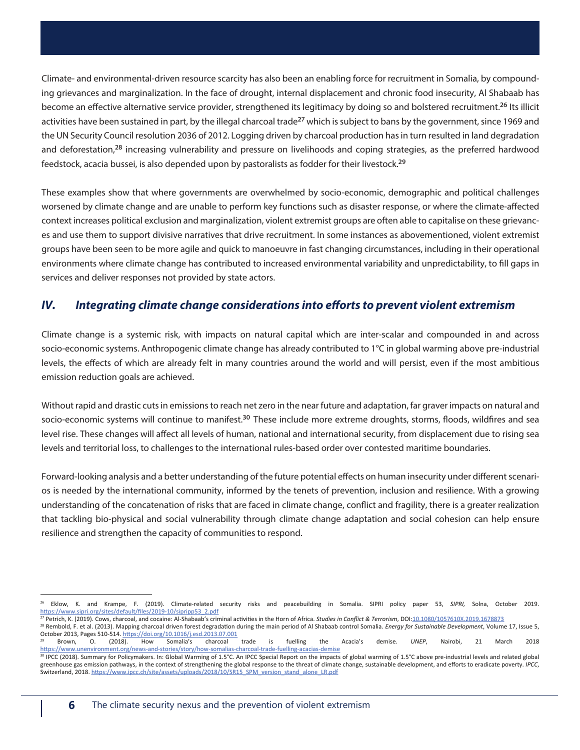Climate- and environmental-driven resource scarcity has also been an enabling force for recruitment in Somalia, by compounding grievances and marginalization. In the face of drought, internal displacement and chronic food insecurity, Al Shabaab has become an effective alternative service provider, strengthened its legitimacy by doing so and bolstered recruitment.[26] Its illicit activities have been sustained in part, by the illegal charcoal trade[27] which is subject to bans by the government, since 1969 and the UN Security Council resolution 2036 of 2012. Logging driven by charcoal production has in turn resulted in land degradation and deforestation,[28] increasing vulnerability and pressure on livelihoods and coping strategies, as the preferred hardwood feedstock, acacia bussei, is also depended upon by pastoralists as fodder for their livestock.[29]

These examples show that where governments are overwhelmed by socio-economic, demographic and political challenges worsened by climate change and are unable to perform key functions such as disaster response, or where the climate-affected context increases political exclusion and marginalization, violent extremist groups are often able to capitalise on these grievances and use them to support divisive narratives that drive recruitment. In some instances as abovementioned, violent extremist groups have been seen to be more agile and quick to manoeuvre in fast changing circumstances, including in their operational environments where climate change has contributed to increased environmental variability and unpredictability, to fill gaps in services and deliver responses not provided by state actors.

## *IV. Integrating climate change considerations into efforts to prevent violent extremism*

Climate change is a systemic risk, with impacts on natural capital which are inter-scalar and compounded in and across socio-economic systems. Anthropogenic climate change has already contributed to 1°C in global warming above pre-industrial levels, the effects of which are already felt in many countries around the world and will persist, even if the most ambitious emission reduction goals are achieved.

Without rapid and drastic cuts in emissions to reach net zero in the near future and adaptation, far graver impacts on natural and socio-economic systems will continue to manifest.[30] These include more extreme droughts, storms, floods, wildfires and sea level rise. These changes will affect all levels of human, national and international security, from displacement due to rising sea levels and territorial loss, to challenges to the international rules-based order over contested maritime boundaries.

Forward-looking analysis and a better understanding of the future potential effects on human insecurity under different scenarios is needed by the international community, informed by the tenets of prevention, inclusion and resilience. With a growing understanding of the concatenation of risks that are faced in climate change, conflict and fragility, there is a greater realization that tackling bio-physical and social vulnerability through climate change adaptation and social cohesion can help ensure resilience and strengthen the capacity of communities to respond.

---

[26] Eklow, K. and Krampe, F. (2019). Climate-related security risks and peacebuilding in Somalia. SIPRI policy paper 53, *SIPRI,* Solna, October 2019. https://www.sipri.org/sites/default/files/2019-10/sipripp53_2.pdf

[27] Petrich, K. (2019). Cows, charcoal, and cocaine: Al-Shabaab's criminal activities in the Horn of Africa. *Studies in Conflict & Terrorism*, DOI:10.1080/1057610X.2019.1678873

[28] Rembold, F. et al. (2013). Mapping charcoal driven forest degradation during the main period of Al Shabaab control Somalia. *Energy for Sustainable Development*, Volume 17, Issue 5, October 2013, Pages 510-514. https://doi.org/10.1016/j.esd.2013.07.001

[29] Brown, O. (2018). How Somalia's charcoal trade is fuelling the Acacia's demise. *UNEP*, Nairobi, 21 March 2018 https://www.unenvironment.org/news-and-stories/story/how-somalias-charcoal-trade-fuelling-acacias-demise

[30] IPCC (2018). Summary for Policymakers. In: Global Warming of 1.5°C. An IPCC Special Report on the impacts of global warming of 1.5°C above pre-industrial levels and related global greenhouse gas emission pathways, in the context of strengthening the global response to the threat of climate change, sustainable development, and efforts to eradicate poverty. *IPCC*, Switzerland, 2018. https://www.ipcc.ch/site/assets/uploads/2018/10/SR15_SPM_version_stand_alone_LR.pdf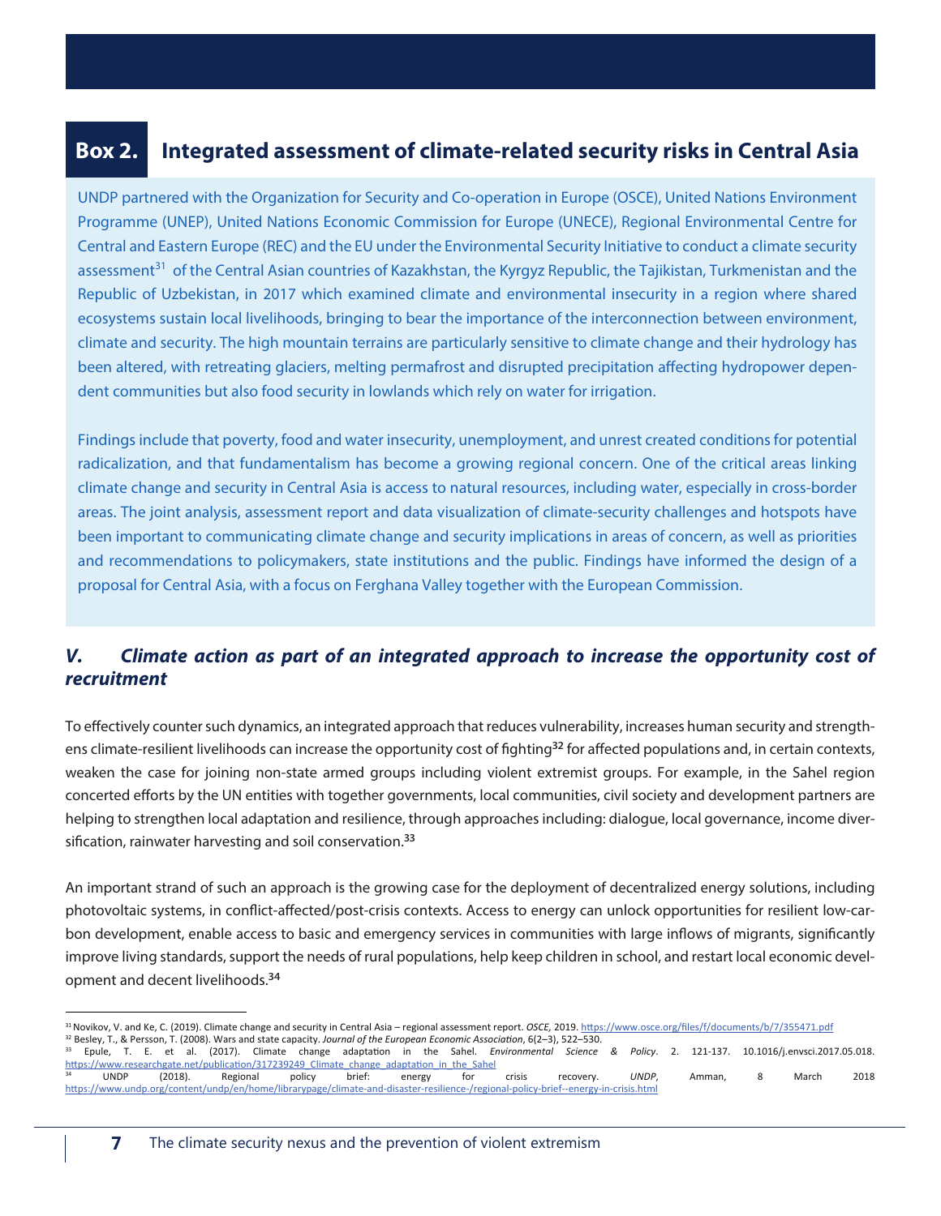## Box 2. Integrated assessment of climate-related security risks in Central Asia

UNDP partnered with the Organization for Security and Co-operation in Europe (OSCE), United Nations Environment Programme (UNEP), United Nations Economic Commission for Europe (UNECE), Regional Environmental Centre for Central and Eastern Europe (REC) and the EU under the Environmental Security Initiative to conduct a climate security assessment[31] of the Central Asian countries of Kazakhstan, the Kyrgyz Republic, the Tajikistan, Turkmenistan and the Republic of Uzbekistan, in 2017 which examined climate and environmental insecurity in a region where shared ecosystems sustain local livelihoods, bringing to bear the importance of the interconnection between environment, climate and security. The high mountain terrains are particularly sensitive to climate change and their hydrology has been altered, with retreating glaciers, melting permafrost and disrupted precipitation affecting hydropower dependent communities but also food security in lowlands which rely on water for irrigation.

Findings include that poverty, food and water insecurity, unemployment, and unrest created conditions for potential radicalization, and that fundamentalism has become a growing regional concern. One of the critical areas linking climate change and security in Central Asia is access to natural resources, including water, especially in cross-border areas. The joint analysis, assessment report and data visualization of climate-security challenges and hotspots have been important to communicating climate change and security implications in areas of concern, as well as priorities and recommendations to policymakers, state institutions and the public. Findings have informed the design of a proposal for Central Asia, with a focus on Ferghana Valley together with the European Commission.

## *V. Climate action as part of an integrated approach to increase the opportunity cost of recruitment*

To effectively counter such dynamics, an integrated approach that reduces vulnerability, increases human security and strengthens climate-resilient livelihoods can increase the opportunity cost of fighting[32] for affected populations and, in certain contexts, weaken the case for joining non-state armed groups including violent extremist groups. For example, in the Sahel region concerted efforts by the UN entities with together governments, local communities, civil society and development partners are helping to strengthen local adaptation and resilience, through approaches including: dialogue, local governance, income diversification, rainwater harvesting and soil conservation.[33]

An important strand of such an approach is the growing case for the deployment of decentralized energy solutions, including photovoltaic systems, in conflict-affected/post-crisis contexts. Access to energy can unlock opportunities for resilient low-carbon development, enable access to basic and emergency services in communities with large inflows of migrants, significantly improve living standards, support the needs of rural populations, help keep children in school, and restart local economic development and decent livelihoods.[34]

---

[31] Novikov, V. and Ke, C. (2019). Climate change and security in Central Asia – regional assessment report. *OSCE,* 2019. https://www.osce.org/files/f/documents/b/7/355471.pdf

[32] Besley, T., & Persson, T. (2008). Wars and state capacity. *Journal of the European Economic Association*, 6(2–3), 522–530.

[33] Epule, T. E. et al. (2017). Climate change adaptation in the Sahel. *Environmental Science & Policy*. 2. 121-137. 10.1016/j.envsci.2017.05.018. https://www.researchgate.net/publication/317239249_Climate_change_adaptation_in_the_Sahel

[34] UNDP (2018). Regional policy brief: energy for crisis recovery. *UNDP*, Amman, 8 March 2018 https://www.undp.org/content/undp/en/home/librarypage/climate-and-disaster-resilience-/regional-policy-brief--energy-in-crisis.html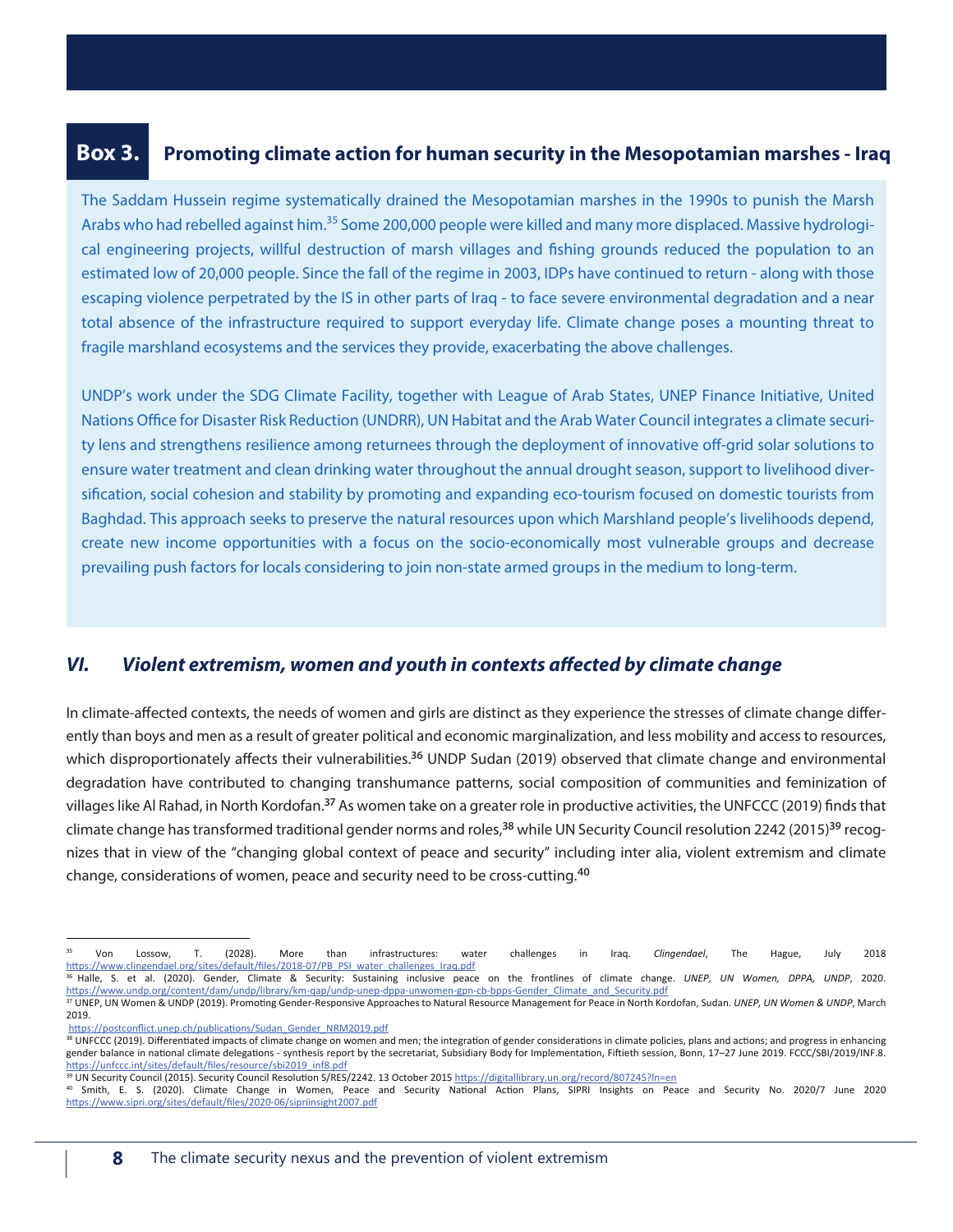## Box 3. Promoting climate action for human security in the Mesopotamian marshes - Iraq

The Saddam Hussein regime systematically drained the Mesopotamian marshes in the 1990s to punish the Marsh Arabs who had rebelled against him.[35] Some 200,000 people were killed and many more displaced. Massive hydrological engineering projects, willful destruction of marsh villages and fishing grounds reduced the population to an estimated low of 20,000 people. Since the fall of the regime in 2003, IDPs have continued to return - along with those escaping violence perpetrated by the IS in other parts of Iraq - to face severe environmental degradation and a near total absence of the infrastructure required to support everyday life. Climate change poses a mounting threat to fragile marshland ecosystems and the services they provide, exacerbating the above challenges.

UNDP's work under the SDG Climate Facility, together with League of Arab States, UNEP Finance Initiative, United Nations Office for Disaster Risk Reduction (UNDRR), UN Habitat and the Arab Water Council integrates a climate security lens and strengthens resilience among returnees through the deployment of innovative off-grid solar solutions to ensure water treatment and clean drinking water throughout the annual drought season, support to livelihood diversification, social cohesion and stability by promoting and expanding eco-tourism focused on domestic tourists from Baghdad. This approach seeks to preserve the natural resources upon which Marshland people's livelihoods depend, create new income opportunities with a focus on the socio-economically most vulnerable groups and decrease prevailing push factors for locals considering to join non-state armed groups in the medium to long-term.

## *VI. Violent extremism, women and youth in contexts affected by climate change*

In climate-affected contexts, the needs of women and girls are distinct as they experience the stresses of climate change differently than boys and men as a result of greater political and economic marginalization, and less mobility and access to resources, which disproportionately affects their vulnerabilities.[36] UNDP Sudan (2019) observed that climate change and environmental degradation have contributed to changing transhumance patterns, social composition of communities and feminization of villages like Al Rahad, in North Kordofan.[37] As women take on a greater role in productive activities, the UNFCCC (2019) finds that climate change has transformed traditional gender norms and roles,[38] while UN Security Council resolution 2242 (2015)[39] recognizes that in view of the "changing global context of peace and security" including inter alia, violent extremism and climate change, considerations of women, peace and security need to be cross-cutting.[40]

---

[35] Von Lossow, T. (2028). More than infrastructures: water challenges in Iraq. *Clingendael*, The Hague, July 2018 https://www.clingendael.org/sites/default/files/2018-07/PB_PSI_water_challenges_Iraq.pdf

[36] Halle, S. et al. (2020). Gender, Climate & Security: Sustaining inclusive peace on the frontlines of climate change. *UNEP, UN Women, DPPA, UNDP*, 2020. https://www.undp.org/content/dam/undp/library/km-qap/undp-unep-dppa-unwomen-gpn-cb-bpps-Gender_Climate_and_Security.pdf

[37] UNEP, UN Women & UNDP (2019). Promoting Gender-Responsive Approaches to Natural Resource Management for Peace in North Kordofan, Sudan. *UNEP, UN Women & UNDP*, March 2019. https://postconflict.unep.ch/publications/Sudan_Gender_NRM2019.pdf

[38] UNFCCC (2019). Differentiated impacts of climate change on women and men; the integration of gender considerations in climate policies, plans and actions; and progress in enhancing gender balance in national climate delegations - synthesis report by the secretariat, Subsidiary Body for Implementation, Fiftieth session, Bonn, 17–27 June 2019. FCCC/SBI/2019/INF.8. https://unfccc.int/sites/default/files/resource/sbi2019_inf8.pdf

[39] UN Security Council (2015). Security Council Resolution S/RES/2242. 13 October 2015 https://digitallibrary.un.org/record/807245?ln=en

[40] Smith, E. S. (2020). Climate Change in Women, Peace and Security National Action Plans, SIPRI Insights on Peace and Security No. 2020/7 June 2020 https://www.sipri.org/sites/default/files/2020-06/sipriinsight2007.pdf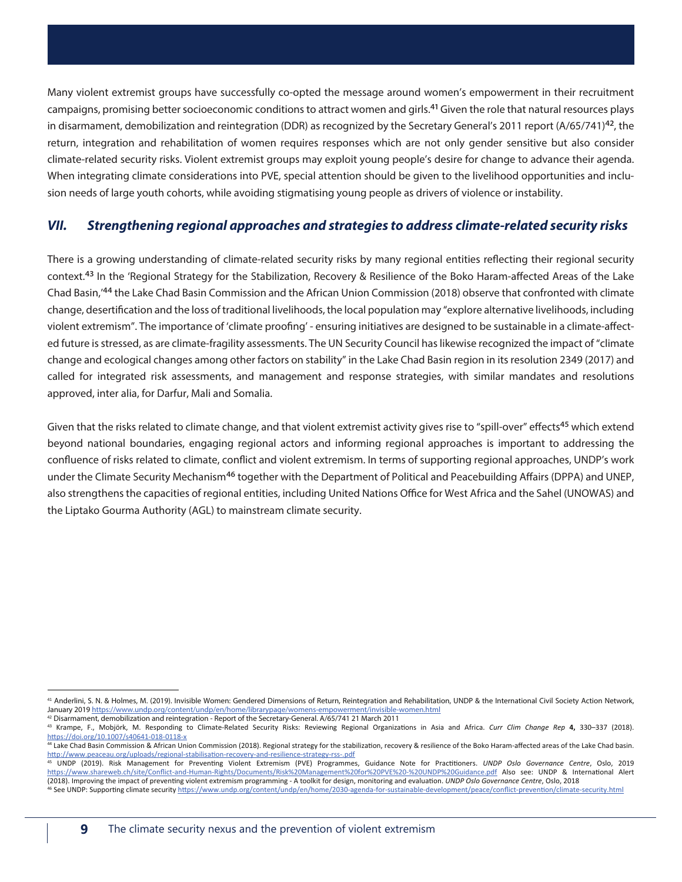Many violent extremist groups have successfully co-opted the message around women's empowerment in their recruitment campaigns, promising better socioeconomic conditions to attract women and girls.[41] Given the role that natural resources plays in disarmament, demobilization and reintegration (DDR) as recognized by the Secretary General's 2011 report (A/65/741)[42], the return, integration and rehabilitation of women requires responses which are not only gender sensitive but also consider climate-related security risks. Violent extremist groups may exploit young people's desire for change to advance their agenda. When integrating climate considerations into PVE, special attention should be given to the livelihood opportunities and inclusion needs of large youth cohorts, while avoiding stigmatising young people as drivers of violence or instability.

## *VII. Strengthening regional approaches and strategies to address climate-related security risks*

There is a growing understanding of climate-related security risks by many regional entities reflecting their regional security context.[43] In the 'Regional Strategy for the Stabilization, Recovery & Resilience of the Boko Haram-affected Areas of the Lake Chad Basin,'[44] the Lake Chad Basin Commission and the African Union Commission (2018) observe that confronted with climate change, desertification and the loss of traditional livelihoods, the local population may "explore alternative livelihoods, including violent extremism". The importance of 'climate proofing' - ensuring initiatives are designed to be sustainable in a climate-affected future is stressed, as are climate-fragility assessments. The UN Security Council has likewise recognized the impact of "climate change and ecological changes among other factors on stability" in the Lake Chad Basin region in its resolution 2349 (2017) and called for integrated risk assessments, and management and response strategies, with similar mandates and resolutions approved, inter alia, for Darfur, Mali and Somalia.

Given that the risks related to climate change, and that violent extremist activity gives rise to "spill-over" effects[45] which extend beyond national boundaries, engaging regional actors and informing regional approaches is important to addressing the confluence of risks related to climate, conflict and violent extremism. In terms of supporting regional approaches, UNDP's work under the Climate Security Mechanism[46] together with the Department of Political and Peacebuilding Affairs (DPPA) and UNEP, also strengthens the capacities of regional entities, including United Nations Office for West Africa and the Sahel (UNOWAS) and the Liptako Gourma Authority (AGL) to mainstream climate security.

---

[41] Anderlini, S. N. & Holmes, M. (2019). Invisible Women: Gendered Dimensions of Return, Reintegration and Rehabilitation, UNDP & the International Civil Society Action Network, January 2019 https://www.undp.org/content/undp/en/home/librarypage/womens-empowerment/invisible-women.html

[42] Disarmament, demobilization and reintegration - Report of the Secretary-General. A/65/741 21 March 2011

[43] Krampe, F., Mobjörk, M. Responding to Climate-Related Security Risks: Reviewing Regional Organizations in Asia and Africa. *Curr Clim Change Rep* **4,** 330–337 (2018). https://doi.org/10.1007/s40641-018-0118-x

[44] Lake Chad Basin Commission & African Union Commission (2018). Regional strategy for the stabilization, recovery & resilience of the Boko Haram-affected areas of the Lake Chad basin. http://www.peaceau.org/uploads/regional-stabilisation-recovery-and-resilience-strategy-rss-.pdf

[45] UNDP (2019). Risk Management for Preventing Violent Extremism (PVE) Programmes, Guidance Note for Practitioners. *UNDP Oslo Governance Centre*, Oslo, 2019 https://www.shareweb.ch/site/Conflict-and-Human-Rights/Documents/Risk%20Management%20for%20PVE%20-%20UNDP%20Guidance.pdf Also see: UNDP & International Alert (2018). Improving the impact of preventing violent extremism programming - A toolkit for design, monitoring and evaluation. *UNDP Oslo Governance Centre*, Oslo, 2018

[46] See UNDP: Supporting climate security https://www.undp.org/content/undp/en/home/2030-agenda-for-sustainable-development/peace/conflict-prevention/climate-security.html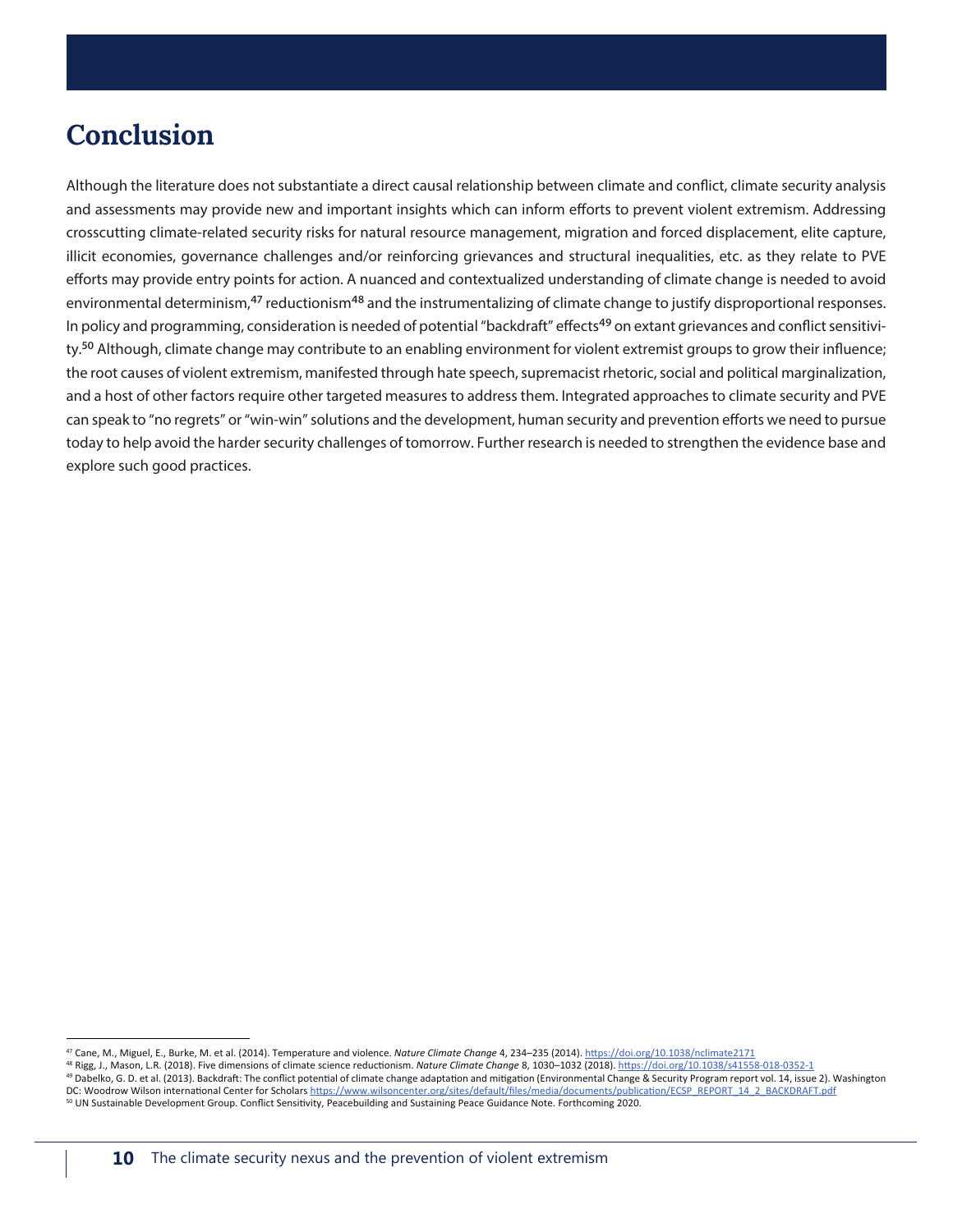# Conclusion

Although the literature does not substantiate a direct causal relationship between climate and conflict, climate security analysis and assessments may provide new and important insights which can inform efforts to prevent violent extremism. Addressing crosscutting climate-related security risks for natural resource management, migration and forced displacement, elite capture, illicit economies, governance challenges and/or reinforcing grievances and structural inequalities, etc. as they relate to PVE efforts may provide entry points for action. A nuanced and contextualized understanding of climate change is needed to avoid environmental determinism,[47] reductionism[48] and the instrumentalizing of climate change to justify disproportional responses. In policy and programming, consideration is needed of potential "backdraft" effects[49] on extant grievances and conflict sensitivity.[50] Although, climate change may contribute to an enabling environment for violent extremist groups to grow their influence; the root causes of violent extremism, manifested through hate speech, supremacist rhetoric, social and political marginalization, and a host of other factors require other targeted measures to address them. Integrated approaches to climate security and PVE can speak to "no regrets" or "win-win" solutions and the development, human security and prevention efforts we need to pursue today to help avoid the harder security challenges of tomorrow. Further research is needed to strengthen the evidence base and explore such good practices.

---

[47] Cane, M., Miguel, E., Burke, M. et al. (2014). Temperature and violence. *Nature Climate Change* 4, 234–235 (2014). https://doi.org/10.1038/nclimate2171

[48] Rigg, J., Mason, L.R. (2018). Five dimensions of climate science reductionism. *Nature Climate Change* 8, 1030–1032 (2018). https://doi.org/10.1038/s41558-018-0352-1

[49] Dabelko, G. D. et al. (2013). Backdraft: The conflict potential of climate change adaptation and mitigation (Environmental Change & Security Program report vol. 14, issue 2). Washington DC: Woodrow Wilson international Center for Scholars https://www.wilsoncenter.org/sites/default/files/media/documents/publication/ECSP_REPORT_14_2_BACKDRAFT.pdf

[50] UN Sustainable Development Group. Conflict Sensitivity, Peacebuilding and Sustaining Peace Guidance Note. Forthcoming 2020.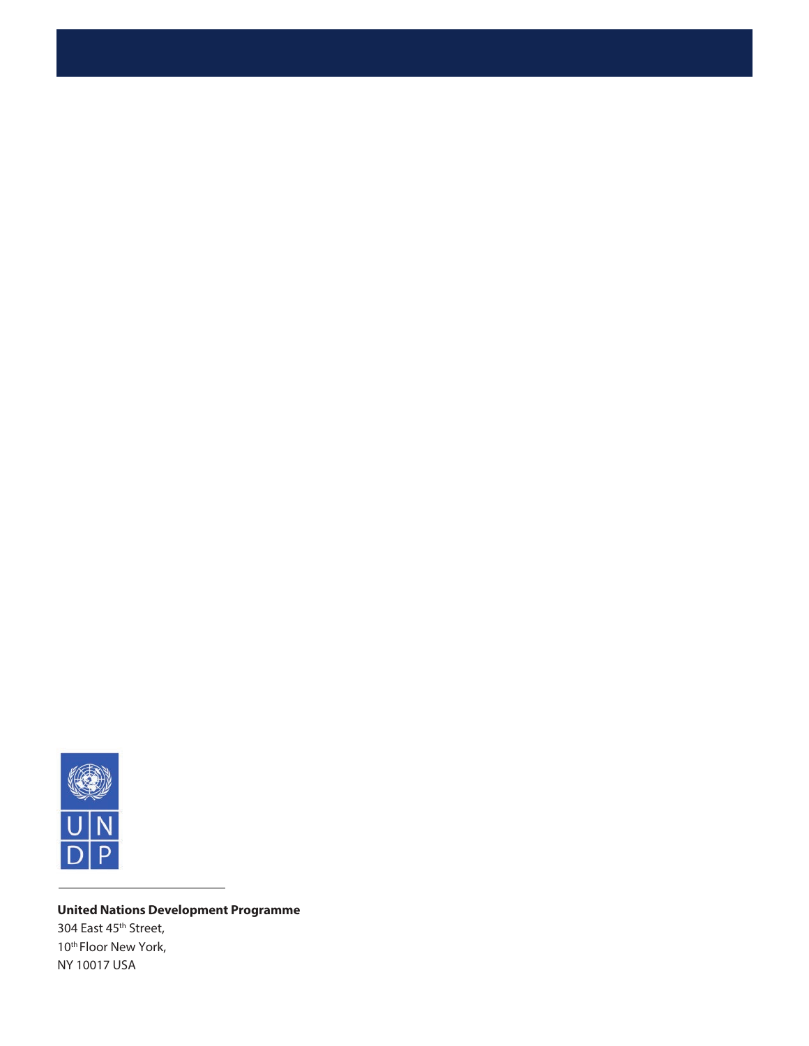**United Nations Development Programme**
304 East 45th Street,
10th Floor New York,
NY 10017 USA